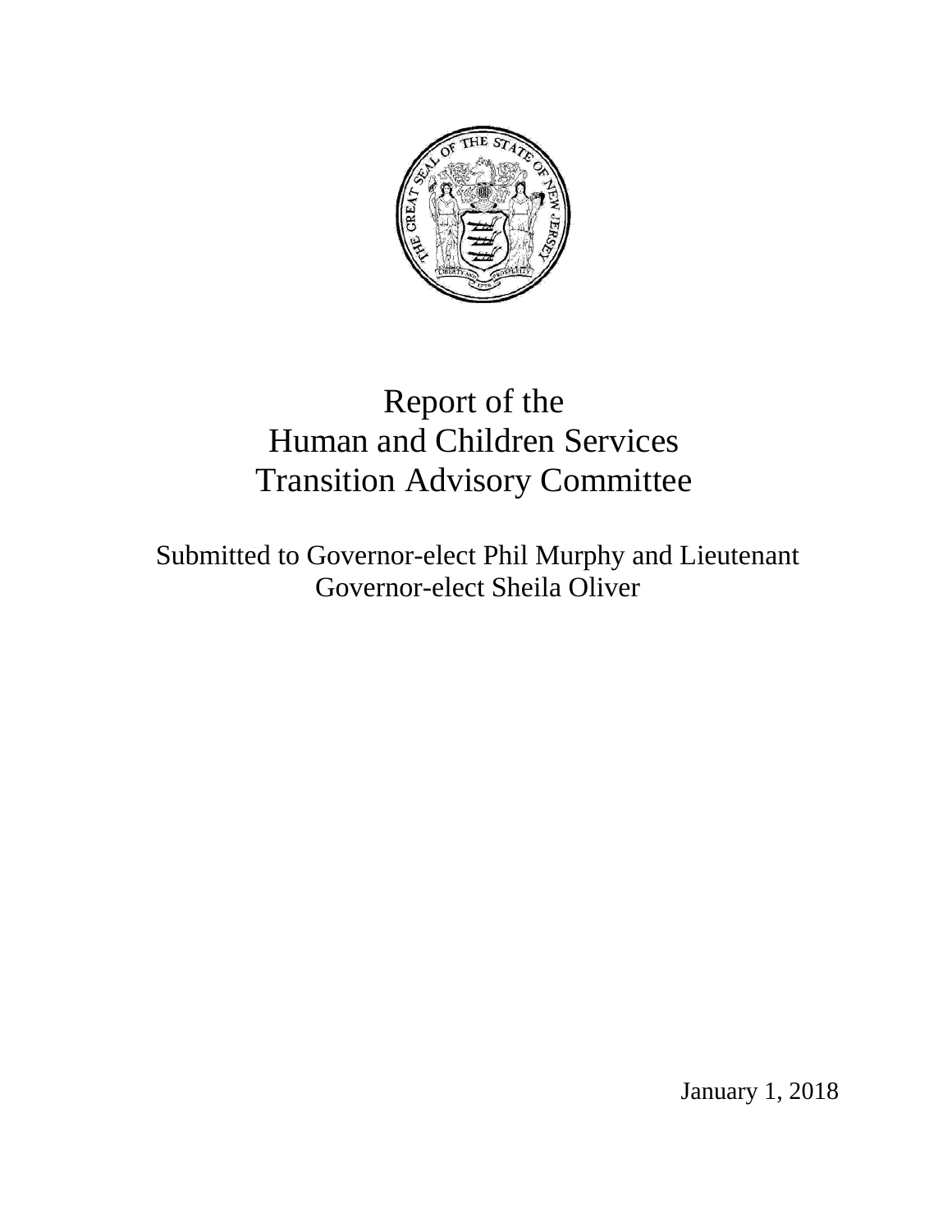# Report of the Human and Children Services Transition Advisory Committee

Submitted to Governor-elect Phil Murphy and Lieutenant Governor-elect Sheila Oliver

January 1, 2018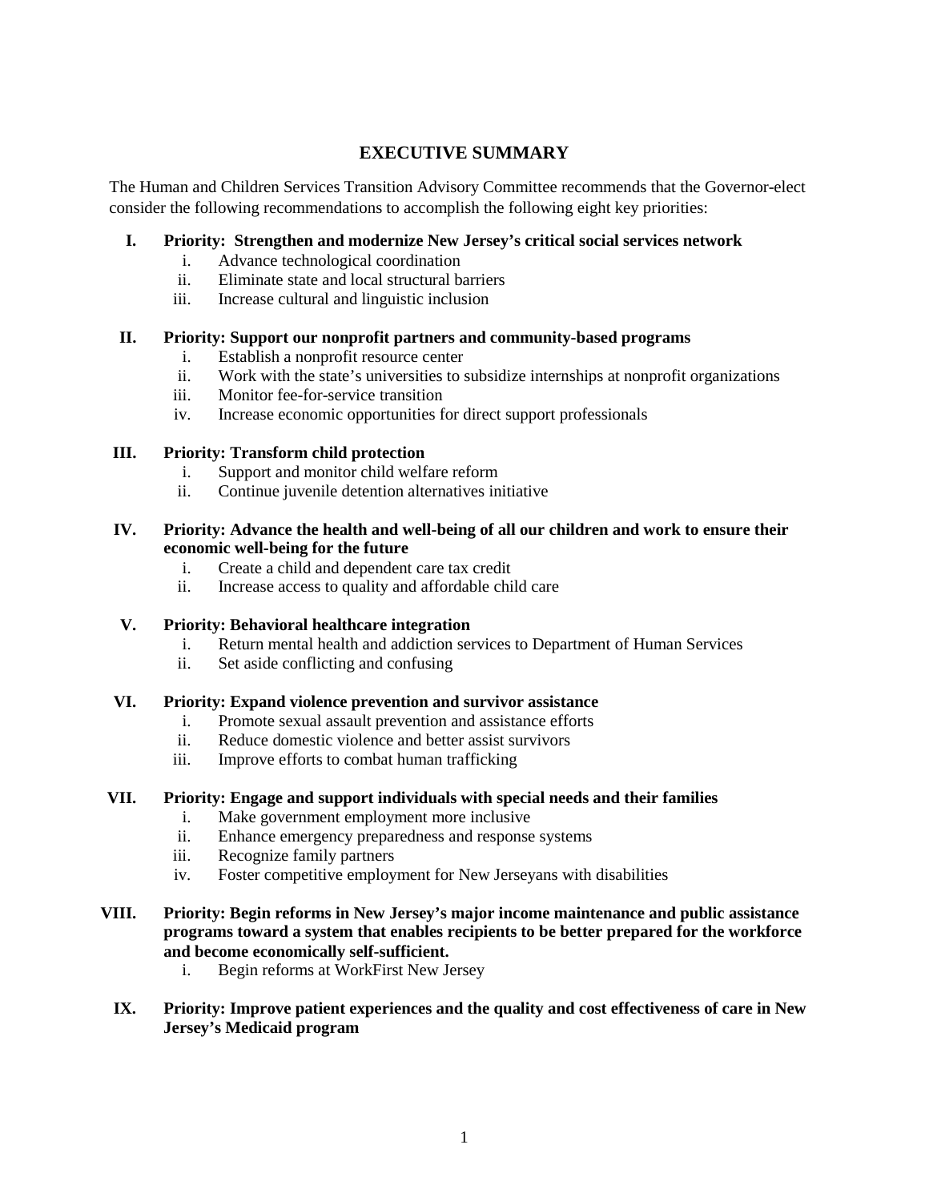# EXECUTIVE SUMMARY

The Human and Children Services Transition Advisory Committee recommends that the Governor-elect consider the following recommendations to accomplish the following eight key priorities:

**I. Priority: Strengthen and modernize New Jersey's critical social services network**

  i. Advance technological coordination
  ii. Eliminate state and local structural barriers
  iii. Increase cultural and linguistic inclusion

**II. Priority: Support our nonprofit partners and community-based programs**

  i. Establish a nonprofit resource center
  ii. Work with the state's universities to subsidize internships at nonprofit organizations
  iii. Monitor fee-for-service transition
  iv. Increase economic opportunities for direct support professionals

**III. Priority: Transform child protection**

  i. Support and monitor child welfare reform
  ii. Continue juvenile detention alternatives initiative

**IV. Priority: Advance the health and well-being of all our children and work to ensure their economic well-being for the future**

  i. Create a child and dependent care tax credit
  ii. Increase access to quality and affordable child care

**V. Priority: Behavioral healthcare integration**

  i. Return mental health and addiction services to Department of Human Services
  ii. Set aside conflicting and confusing

**VI. Priority: Expand violence prevention and survivor assistance**

  i. Promote sexual assault prevention and assistance efforts
  ii. Reduce domestic violence and better assist survivors
  iii. Improve efforts to combat human trafficking

**VII. Priority: Engage and support individuals with special needs and their families**

  i. Make government employment more inclusive
  ii. Enhance emergency preparedness and response systems
  iii. Recognize family partners
  iv. Foster competitive employment for New Jerseyans with disabilities

**VIII. Priority: Begin reforms in New Jersey's major income maintenance and public assistance programs toward a system that enables recipients to be better prepared for the workforce and become economically self-sufficient.**

  i. Begin reforms at WorkFirst New Jersey

**IX. Priority: Improve patient experiences and the quality and cost effectiveness of care in New Jersey's Medicaid program**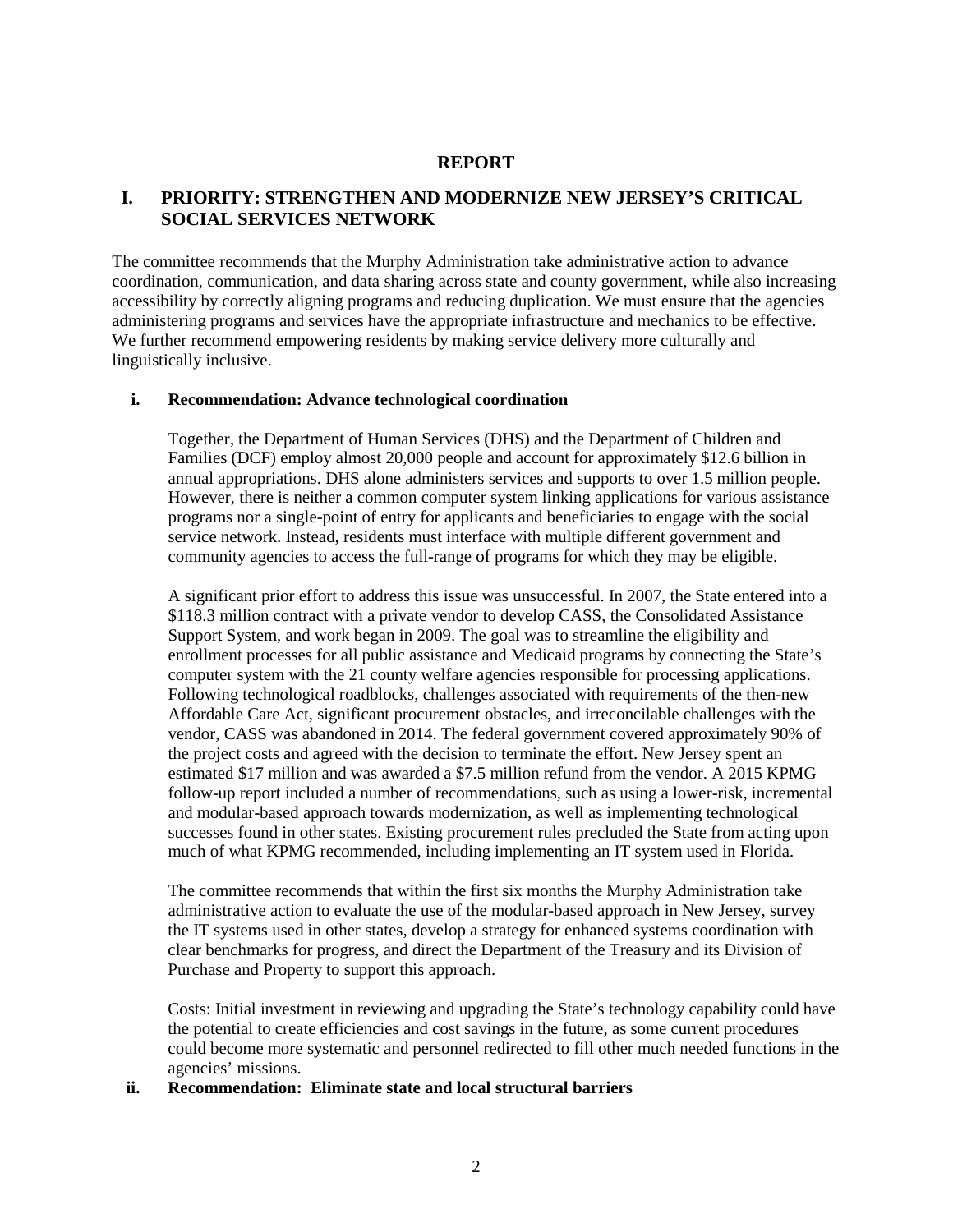## REPORT

## I. PRIORITY: STRENGTHEN AND MODERNIZE NEW JERSEY'S CRITICAL SOCIAL SERVICES NETWORK

The committee recommends that the Murphy Administration take administrative action to advance coordination, communication, and data sharing across state and county government, while also increasing accessibility by correctly aligning programs and reducing duplication. We must ensure that the agencies administering programs and services have the appropriate infrastructure and mechanics to be effective. We further recommend empowering residents by making service delivery more culturally and linguistically inclusive.

### i. Recommendation: Advance technological coordination

Together, the Department of Human Services (DHS) and the Department of Children and Families (DCF) employ almost 20,000 people and account for approximately $12.6 billion in annual appropriations. DHS alone administers services and supports to over 1.5 million people. However, there is neither a common computer system linking applications for various assistance programs nor a single-point of entry for applicants and beneficiaries to engage with the social service network. Instead, residents must interface with multiple different government and community agencies to access the full-range of programs for which they may be eligible.

A significant prior effort to address this issue was unsuccessful. In 2007, the State entered into a $118.3 million contract with a private vendor to develop CASS, the Consolidated Assistance Support System, and work began in 2009. The goal was to streamline the eligibility and enrollment processes for all public assistance and Medicaid programs by connecting the State's computer system with the 21 county welfare agencies responsible for processing applications. Following technological roadblocks, challenges associated with requirements of the then-new Affordable Care Act, significant procurement obstacles, and irreconcilable challenges with the vendor, CASS was abandoned in 2014. The federal government covered approximately 90% of the project costs and agreed with the decision to terminate the effort. New Jersey spent an estimated $17 million and was awarded a $7.5 million refund from the vendor. A 2015 KPMG follow-up report included a number of recommendations, such as using a lower-risk, incremental and modular-based approach towards modernization, as well as implementing technological successes found in other states. Existing procurement rules precluded the State from acting upon much of what KPMG recommended, including implementing an IT system used in Florida.

The committee recommends that within the first six months the Murphy Administration take administrative action to evaluate the use of the modular-based approach in New Jersey, survey the IT systems used in other states, develop a strategy for enhanced systems coordination with clear benchmarks for progress, and direct the Department of the Treasury and its Division of Purchase and Property to support this approach.

Costs: Initial investment in reviewing and upgrading the State's technology capability could have the potential to create efficiencies and cost savings in the future, as some current procedures could become more systematic and personnel redirected to fill other much needed functions in the agencies' missions.

### ii. Recommendation: Eliminate state and local structural barriers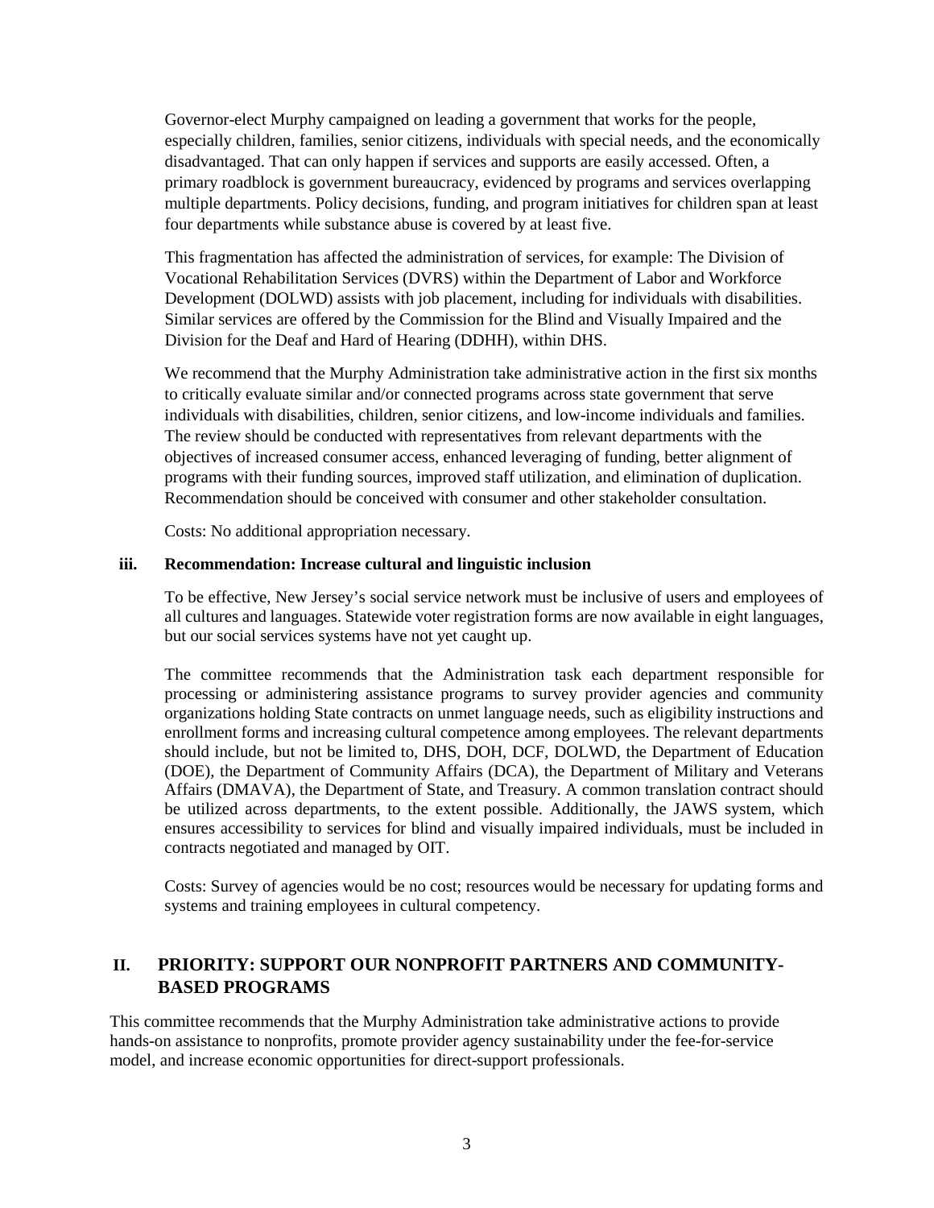Governor-elect Murphy campaigned on leading a government that works for the people, especially children, families, senior citizens, individuals with special needs, and the economically disadvantaged. That can only happen if services and supports are easily accessed. Often, a primary roadblock is government bureaucracy, evidenced by programs and services overlapping multiple departments. Policy decisions, funding, and program initiatives for children span at least four departments while substance abuse is covered by at least five.

This fragmentation has affected the administration of services, for example: The Division of Vocational Rehabilitation Services (DVRS) within the Department of Labor and Workforce Development (DOLWD) assists with job placement, including for individuals with disabilities. Similar services are offered by the Commission for the Blind and Visually Impaired and the Division for the Deaf and Hard of Hearing (DDHH), within DHS.

We recommend that the Murphy Administration take administrative action in the first six months to critically evaluate similar and/or connected programs across state government that serve individuals with disabilities, children, senior citizens, and low-income individuals and families. The review should be conducted with representatives from relevant departments with the objectives of increased consumer access, enhanced leveraging of funding, better alignment of programs with their funding sources, improved staff utilization, and elimination of duplication. Recommendation should be conceived with consumer and other stakeholder consultation.

Costs: No additional appropriation necessary.

### iii. Recommendation: Increase cultural and linguistic inclusion

To be effective, New Jersey's social service network must be inclusive of users and employees of all cultures and languages. Statewide voter registration forms are now available in eight languages, but our social services systems have not yet caught up.

The committee recommends that the Administration task each department responsible for processing or administering assistance programs to survey provider agencies and community organizations holding State contracts on unmet language needs, such as eligibility instructions and enrollment forms and increasing cultural competence among employees. The relevant departments should include, but not be limited to, DHS, DOH, DCF, DOLWD, the Department of Education (DOE), the Department of Community Affairs (DCA), the Department of Military and Veterans Affairs (DMAVA), the Department of State, and Treasury. A common translation contract should be utilized across departments, to the extent possible. Additionally, the JAWS system, which ensures accessibility to services for blind and visually impaired individuals, must be included in contracts negotiated and managed by OIT.

Costs: Survey of agencies would be no cost; resources would be necessary for updating forms and systems and training employees in cultural competency.

## II. PRIORITY: SUPPORT OUR NONPROFIT PARTNERS AND COMMUNITY-BASED PROGRAMS

This committee recommends that the Murphy Administration take administrative actions to provide hands-on assistance to nonprofits, promote provider agency sustainability under the fee-for-service model, and increase economic opportunities for direct-support professionals.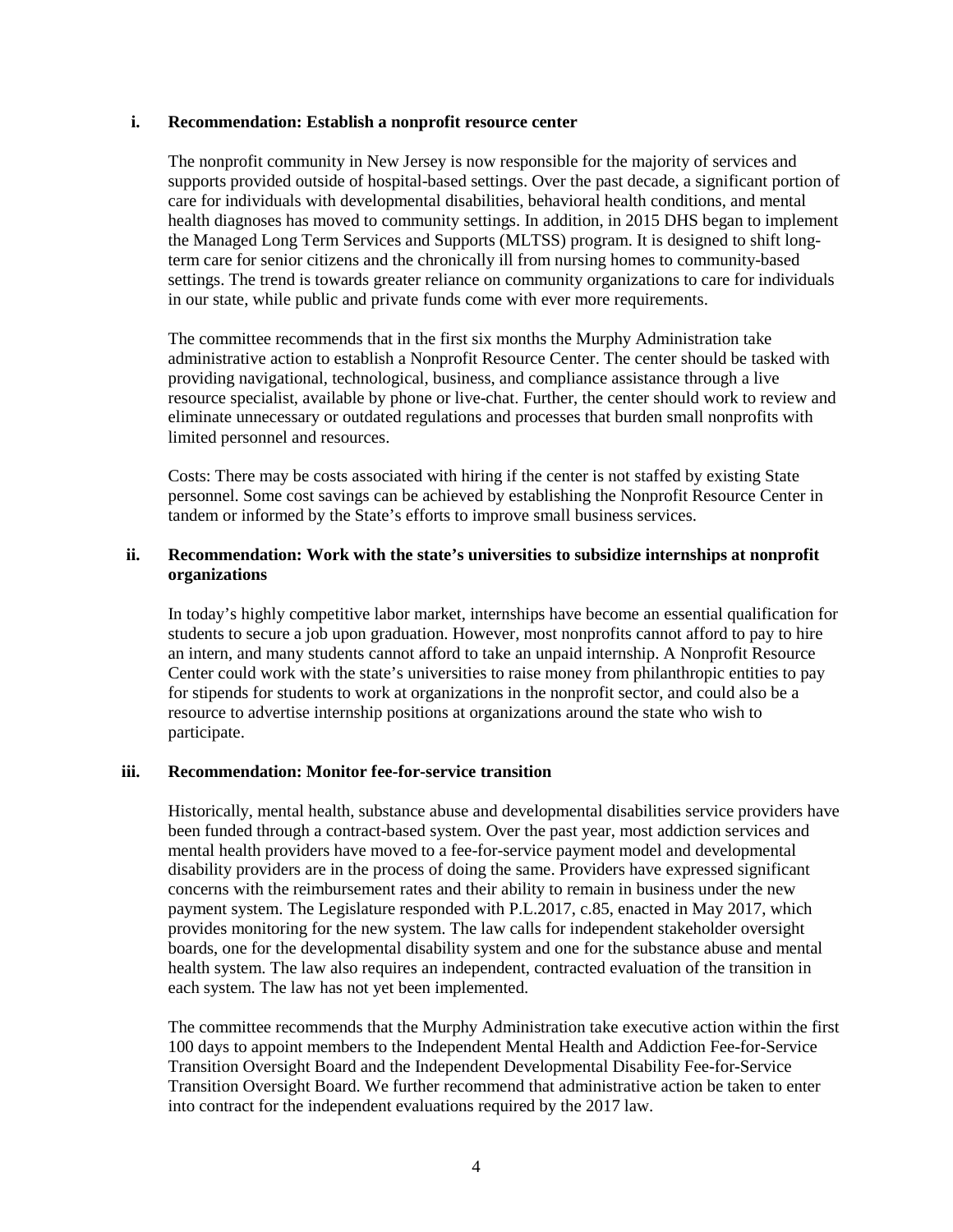### i. Recommendation: Establish a nonprofit resource center

The nonprofit community in New Jersey is now responsible for the majority of services and supports provided outside of hospital-based settings. Over the past decade, a significant portion of care for individuals with developmental disabilities, behavioral health conditions, and mental health diagnoses has moved to community settings. In addition, in 2015 DHS began to implement the Managed Long Term Services and Supports (MLTSS) program. It is designed to shift long-term care for senior citizens and the chronically ill from nursing homes to community-based settings. The trend is towards greater reliance on community organizations to care for individuals in our state, while public and private funds come with ever more requirements.

The committee recommends that in the first six months the Murphy Administration take administrative action to establish a Nonprofit Resource Center. The center should be tasked with providing navigational, technological, business, and compliance assistance through a live resource specialist, available by phone or live-chat. Further, the center should work to review and eliminate unnecessary or outdated regulations and processes that burden small nonprofits with limited personnel and resources.

Costs: There may be costs associated with hiring if the center is not staffed by existing State personnel. Some cost savings can be achieved by establishing the Nonprofit Resource Center in tandem or informed by the State's efforts to improve small business services.

### ii. Recommendation: Work with the state's universities to subsidize internships at nonprofit organizations

In today's highly competitive labor market, internships have become an essential qualification for students to secure a job upon graduation. However, most nonprofits cannot afford to pay to hire an intern, and many students cannot afford to take an unpaid internship. A Nonprofit Resource Center could work with the state's universities to raise money from philanthropic entities to pay for stipends for students to work at organizations in the nonprofit sector, and could also be a resource to advertise internship positions at organizations around the state who wish to participate.

### iii. Recommendation: Monitor fee-for-service transition

Historically, mental health, substance abuse and developmental disabilities service providers have been funded through a contract-based system. Over the past year, most addiction services and mental health providers have moved to a fee-for-service payment model and developmental disability providers are in the process of doing the same. Providers have expressed significant concerns with the reimbursement rates and their ability to remain in business under the new payment system. The Legislature responded with P.L.2017, c.85, enacted in May 2017, which provides monitoring for the new system. The law calls for independent stakeholder oversight boards, one for the developmental disability system and one for the substance abuse and mental health system. The law also requires an independent, contracted evaluation of the transition in each system. The law has not yet been implemented.

The committee recommends that the Murphy Administration take executive action within the first 100 days to appoint members to the Independent Mental Health and Addiction Fee-for-Service Transition Oversight Board and the Independent Developmental Disability Fee-for-Service Transition Oversight Board. We further recommend that administrative action be taken to enter into contract for the independent evaluations required by the 2017 law.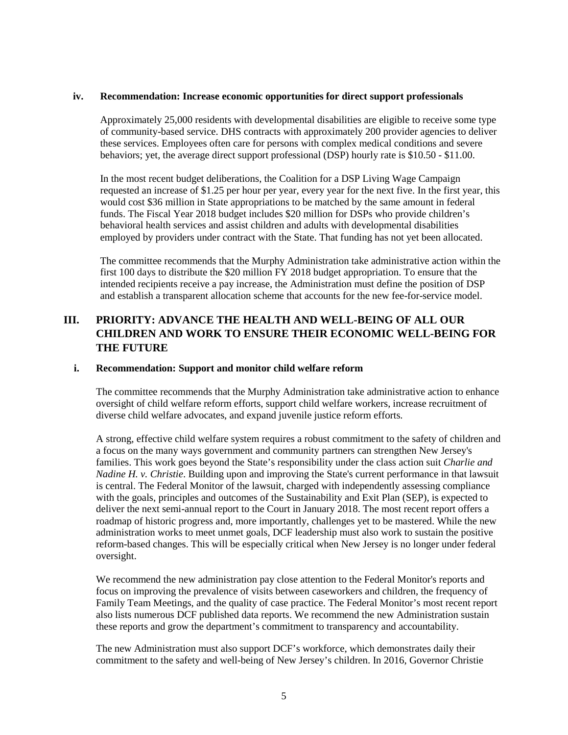### iv. Recommendation: Increase economic opportunities for direct support professionals

Approximately 25,000 residents with developmental disabilities are eligible to receive some type of community-based service. DHS contracts with approximately 200 provider agencies to deliver these services. Employees often care for persons with complex medical conditions and severe behaviors; yet, the average direct support professional (DSP) hourly rate is $10.50 - $11.00.

In the most recent budget deliberations, the Coalition for a DSP Living Wage Campaign requested an increase of $1.25 per hour per year, every year for the next five. In the first year, this would cost $36 million in State appropriations to be matched by the same amount in federal funds. The Fiscal Year 2018 budget includes $20 million for DSPs who provide children's behavioral health services and assist children and adults with developmental disabilities employed by providers under contract with the State. That funding has not yet been allocated.

The committee recommends that the Murphy Administration take administrative action within the first 100 days to distribute the $20 million FY 2018 budget appropriation. To ensure that the intended recipients receive a pay increase, the Administration must define the position of DSP and establish a transparent allocation scheme that accounts for the new fee-for-service model.

## III. PRIORITY: ADVANCE THE HEALTH AND WELL-BEING OF ALL OUR CHILDREN AND WORK TO ENSURE THEIR ECONOMIC WELL-BEING FOR THE FUTURE

### i. Recommendation: Support and monitor child welfare reform

The committee recommends that the Murphy Administration take administrative action to enhance oversight of child welfare reform efforts, support child welfare workers, increase recruitment of diverse child welfare advocates, and expand juvenile justice reform efforts.

A strong, effective child welfare system requires a robust commitment to the safety of children and a focus on the many ways government and community partners can strengthen New Jersey's families. This work goes beyond the State's responsibility under the class action suit *Charlie and Nadine H. v. Christie*. Building upon and improving the State's current performance in that lawsuit is central. The Federal Monitor of the lawsuit, charged with independently assessing compliance with the goals, principles and outcomes of the Sustainability and Exit Plan (SEP), is expected to deliver the next semi-annual report to the Court in January 2018. The most recent report offers a roadmap of historic progress and, more importantly, challenges yet to be mastered. While the new administration works to meet unmet goals, DCF leadership must also work to sustain the positive reform-based changes. This will be especially critical when New Jersey is no longer under federal oversight.

We recommend the new administration pay close attention to the Federal Monitor's reports and focus on improving the prevalence of visits between caseworkers and children, the frequency of Family Team Meetings, and the quality of case practice. The Federal Monitor's most recent report also lists numerous DCF published data reports. We recommend the new Administration sustain these reports and grow the department's commitment to transparency and accountability.

The new Administration must also support DCF's workforce, which demonstrates daily their commitment to the safety and well-being of New Jersey's children. In 2016, Governor Christie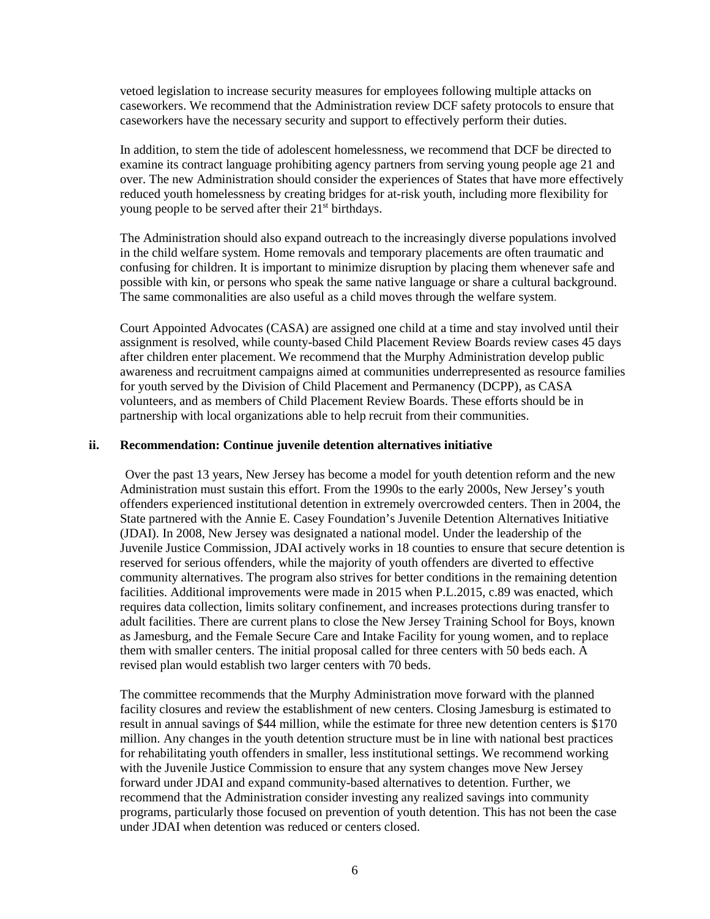vetoed legislation to increase security measures for employees following multiple attacks on caseworkers. We recommend that the Administration review DCF safety protocols to ensure that caseworkers have the necessary security and support to effectively perform their duties.

In addition, to stem the tide of adolescent homelessness, we recommend that DCF be directed to examine its contract language prohibiting agency partners from serving young people age 21 and over. The new Administration should consider the experiences of States that have more effectively reduced youth homelessness by creating bridges for at-risk youth, including more flexibility for young people to be served after their 21st birthdays.

The Administration should also expand outreach to the increasingly diverse populations involved in the child welfare system. Home removals and temporary placements are often traumatic and confusing for children. It is important to minimize disruption by placing them whenever safe and possible with kin, or persons who speak the same native language or share a cultural background. The same commonalities are also useful as a child moves through the welfare system.

Court Appointed Advocates (CASA) are assigned one child at a time and stay involved until their assignment is resolved, while county-based Child Placement Review Boards review cases 45 days after children enter placement. We recommend that the Murphy Administration develop public awareness and recruitment campaigns aimed at communities underrepresented as resource families for youth served by the Division of Child Placement and Permanency (DCPP), as CASA volunteers, and as members of Child Placement Review Boards. These efforts should be in partnership with local organizations able to help recruit from their communities.

### ii. Recommendation: Continue juvenile detention alternatives initiative

Over the past 13 years, New Jersey has become a model for youth detention reform and the new Administration must sustain this effort. From the 1990s to the early 2000s, New Jersey's youth offenders experienced institutional detention in extremely overcrowded centers. Then in 2004, the State partnered with the Annie E. Casey Foundation's Juvenile Detention Alternatives Initiative (JDAI). In 2008, New Jersey was designated a national model. Under the leadership of the Juvenile Justice Commission, JDAI actively works in 18 counties to ensure that secure detention is reserved for serious offenders, while the majority of youth offenders are diverted to effective community alternatives. The program also strives for better conditions in the remaining detention facilities. Additional improvements were made in 2015 when P.L.2015, c.89 was enacted, which requires data collection, limits solitary confinement, and increases protections during transfer to adult facilities. There are current plans to close the New Jersey Training School for Boys, known as Jamesburg, and the Female Secure Care and Intake Facility for young women, and to replace them with smaller centers. The initial proposal called for three centers with 50 beds each. A revised plan would establish two larger centers with 70 beds.

The committee recommends that the Murphy Administration move forward with the planned facility closures and review the establishment of new centers. Closing Jamesburg is estimated to result in annual savings of $44 million, while the estimate for three new detention centers is $170 million. Any changes in the youth detention structure must be in line with national best practices for rehabilitating youth offenders in smaller, less institutional settings. We recommend working with the Juvenile Justice Commission to ensure that any system changes move New Jersey forward under JDAI and expand community-based alternatives to detention. Further, we recommend that the Administration consider investing any realized savings into community programs, particularly those focused on prevention of youth detention. This has not been the case under JDAI when detention was reduced or centers closed.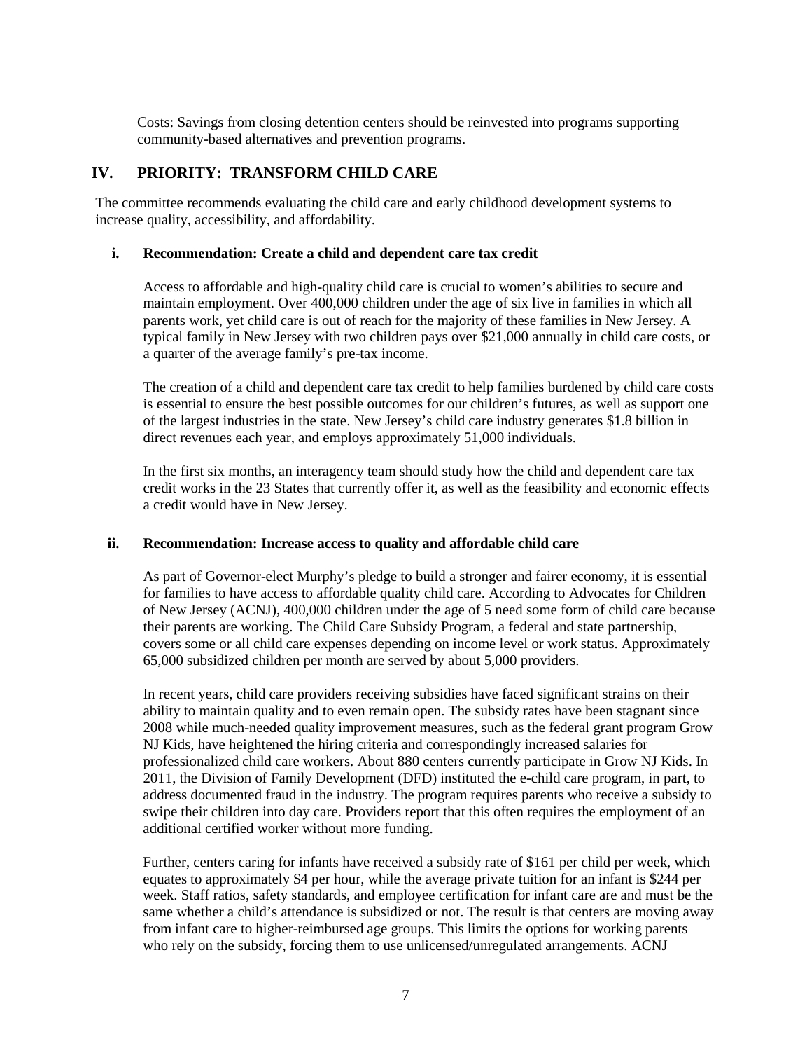Costs: Savings from closing detention centers should be reinvested into programs supporting community-based alternatives and prevention programs.

## IV. PRIORITY: TRANSFORM CHILD CARE

The committee recommends evaluating the child care and early childhood development systems to increase quality, accessibility, and affordability.

### i. Recommendation: Create a child and dependent care tax credit

Access to affordable and high-quality child care is crucial to women's abilities to secure and maintain employment. Over 400,000 children under the age of six live in families in which all parents work, yet child care is out of reach for the majority of these families in New Jersey. A typical family in New Jersey with two children pays over $21,000 annually in child care costs, or a quarter of the average family's pre-tax income.

The creation of a child and dependent care tax credit to help families burdened by child care costs is essential to ensure the best possible outcomes for our children's futures, as well as support one of the largest industries in the state. New Jersey's child care industry generates $1.8 billion in direct revenues each year, and employs approximately 51,000 individuals.

In the first six months, an interagency team should study how the child and dependent care tax credit works in the 23 States that currently offer it, as well as the feasibility and economic effects a credit would have in New Jersey.

### ii. Recommendation: Increase access to quality and affordable child care

As part of Governor-elect Murphy's pledge to build a stronger and fairer economy, it is essential for families to have access to affordable quality child care. According to Advocates for Children of New Jersey (ACNJ), 400,000 children under the age of 5 need some form of child care because their parents are working. The Child Care Subsidy Program, a federal and state partnership, covers some or all child care expenses depending on income level or work status. Approximately 65,000 subsidized children per month are served by about 5,000 providers.

In recent years, child care providers receiving subsidies have faced significant strains on their ability to maintain quality and to even remain open. The subsidy rates have been stagnant since 2008 while much-needed quality improvement measures, such as the federal grant program Grow NJ Kids, have heightened the hiring criteria and correspondingly increased salaries for professionalized child care workers. About 880 centers currently participate in Grow NJ Kids. In 2011, the Division of Family Development (DFD) instituted the e-child care program, in part, to address documented fraud in the industry. The program requires parents who receive a subsidy to swipe their children into day care. Providers report that this often requires the employment of an additional certified worker without more funding.

Further, centers caring for infants have received a subsidy rate of $161 per child per week, which equates to approximately $4 per hour, while the average private tuition for an infant is $244 per week. Staff ratios, safety standards, and employee certification for infant care are and must be the same whether a child's attendance is subsidized or not. The result is that centers are moving away from infant care to higher-reimbursed age groups. This limits the options for working parents who rely on the subsidy, forcing them to use unlicensed/unregulated arrangements. ACNJ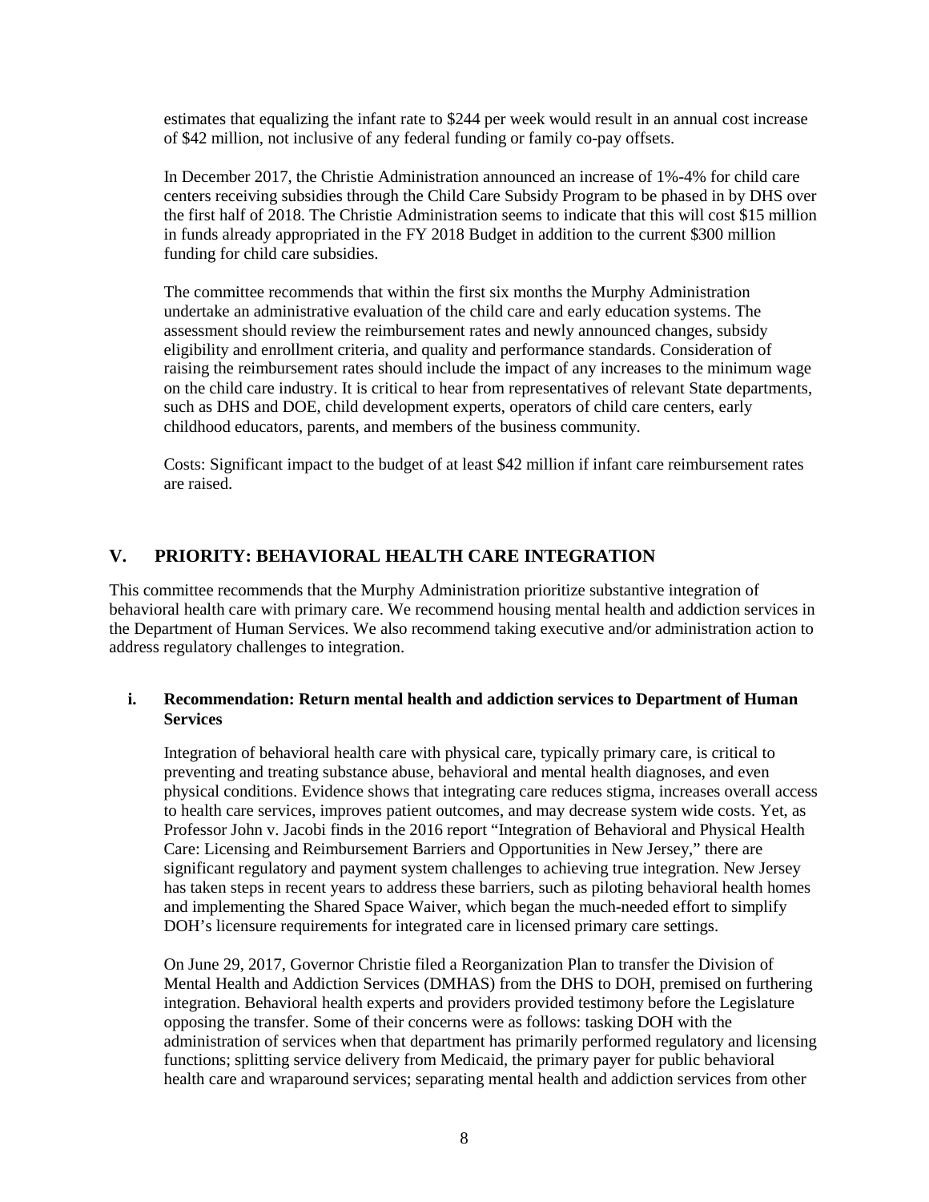estimates that equalizing the infant rate to $244 per week would result in an annual cost increase of $42 million, not inclusive of any federal funding or family co-pay offsets.

In December 2017, the Christie Administration announced an increase of 1%-4% for child care centers receiving subsidies through the Child Care Subsidy Program to be phased in by DHS over the first half of 2018. The Christie Administration seems to indicate that this will cost $15 million in funds already appropriated in the FY 2018 Budget in addition to the current $300 million funding for child care subsidies.

The committee recommends that within the first six months the Murphy Administration undertake an administrative evaluation of the child care and early education systems. The assessment should review the reimbursement rates and newly announced changes, subsidy eligibility and enrollment criteria, and quality and performance standards. Consideration of raising the reimbursement rates should include the impact of any increases to the minimum wage on the child care industry. It is critical to hear from representatives of relevant State departments, such as DHS and DOE, child development experts, operators of child care centers, early childhood educators, parents, and members of the business community.

Costs: Significant impact to the budget of at least $42 million if infant care reimbursement rates are raised.

## V. PRIORITY: BEHAVIORAL HEALTH CARE INTEGRATION

This committee recommends that the Murphy Administration prioritize substantive integration of behavioral health care with primary care. We recommend housing mental health and addiction services in the Department of Human Services. We also recommend taking executive and/or administration action to address regulatory challenges to integration.

### i. Recommendation: Return mental health and addiction services to Department of Human Services

Integration of behavioral health care with physical care, typically primary care, is critical to preventing and treating substance abuse, behavioral and mental health diagnoses, and even physical conditions. Evidence shows that integrating care reduces stigma, increases overall access to health care services, improves patient outcomes, and may decrease system wide costs. Yet, as Professor John v. Jacobi finds in the 2016 report "Integration of Behavioral and Physical Health Care: Licensing and Reimbursement Barriers and Opportunities in New Jersey," there are significant regulatory and payment system challenges to achieving true integration. New Jersey has taken steps in recent years to address these barriers, such as piloting behavioral health homes and implementing the Shared Space Waiver, which began the much-needed effort to simplify DOH's licensure requirements for integrated care in licensed primary care settings.

On June 29, 2017, Governor Christie filed a Reorganization Plan to transfer the Division of Mental Health and Addiction Services (DMHAS) from the DHS to DOH, premised on furthering integration. Behavioral health experts and providers provided testimony before the Legislature opposing the transfer. Some of their concerns were as follows: tasking DOH with the administration of services when that department has primarily performed regulatory and licensing functions; splitting service delivery from Medicaid, the primary payer for public behavioral health care and wraparound services; separating mental health and addiction services from other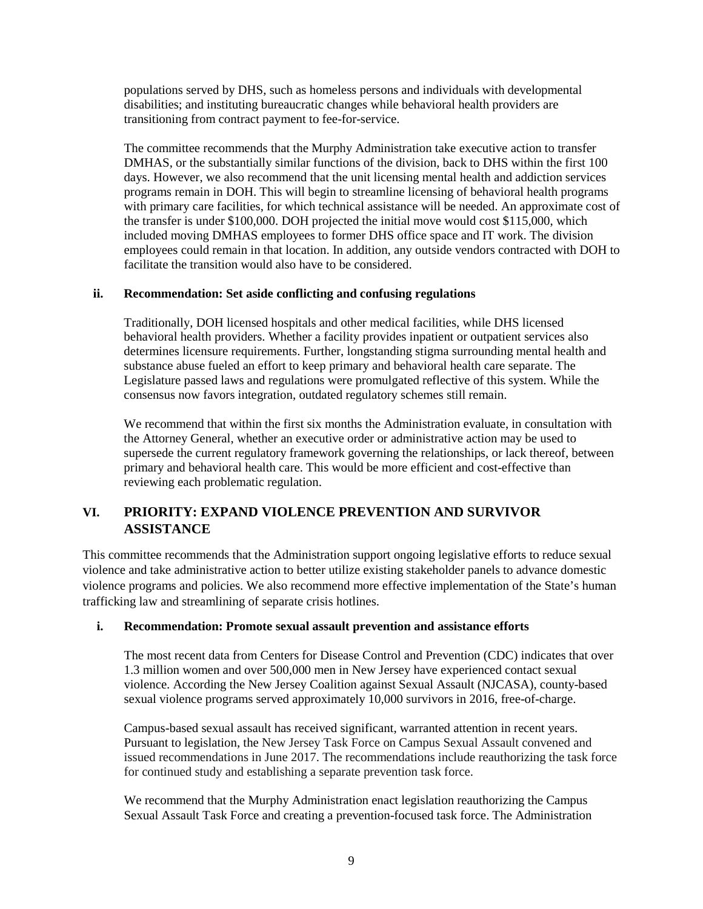populations served by DHS, such as homeless persons and individuals with developmental disabilities; and instituting bureaucratic changes while behavioral health providers are transitioning from contract payment to fee-for-service.

The committee recommends that the Murphy Administration take executive action to transfer DMHAS, or the substantially similar functions of the division, back to DHS within the first 100 days. However, we also recommend that the unit licensing mental health and addiction services programs remain in DOH. This will begin to streamline licensing of behavioral health programs with primary care facilities, for which technical assistance will be needed. An approximate cost of the transfer is under $100,000. DOH projected the initial move would cost $115,000, which included moving DMHAS employees to former DHS office space and IT work. The division employees could remain in that location. In addition, any outside vendors contracted with DOH to facilitate the transition would also have to be considered.

### ii. Recommendation: Set aside conflicting and confusing regulations

Traditionally, DOH licensed hospitals and other medical facilities, while DHS licensed behavioral health providers. Whether a facility provides inpatient or outpatient services also determines licensure requirements. Further, longstanding stigma surrounding mental health and substance abuse fueled an effort to keep primary and behavioral health care separate. The Legislature passed laws and regulations were promulgated reflective of this system. While the consensus now favors integration, outdated regulatory schemes still remain.

We recommend that within the first six months the Administration evaluate, in consultation with the Attorney General, whether an executive order or administrative action may be used to supersede the current regulatory framework governing the relationships, or lack thereof, between primary and behavioral health care. This would be more efficient and cost-effective than reviewing each problematic regulation.

## VI. PRIORITY: EXPAND VIOLENCE PREVENTION AND SURVIVOR ASSISTANCE

This committee recommends that the Administration support ongoing legislative efforts to reduce sexual violence and take administrative action to better utilize existing stakeholder panels to advance domestic violence programs and policies. We also recommend more effective implementation of the State's human trafficking law and streamlining of separate crisis hotlines.

### i. Recommendation: Promote sexual assault prevention and assistance efforts

The most recent data from Centers for Disease Control and Prevention (CDC) indicates that over 1.3 million women and over 500,000 men in New Jersey have experienced contact sexual violence. According the New Jersey Coalition against Sexual Assault (NJCASA), county-based sexual violence programs served approximately 10,000 survivors in 2016, free-of-charge.

Campus-based sexual assault has received significant, warranted attention in recent years. Pursuant to legislation, the New Jersey Task Force on Campus Sexual Assault convened and issued recommendations in June 2017. The recommendations include reauthorizing the task force for continued study and establishing a separate prevention task force.

We recommend that the Murphy Administration enact legislation reauthorizing the Campus Sexual Assault Task Force and creating a prevention-focused task force. The Administration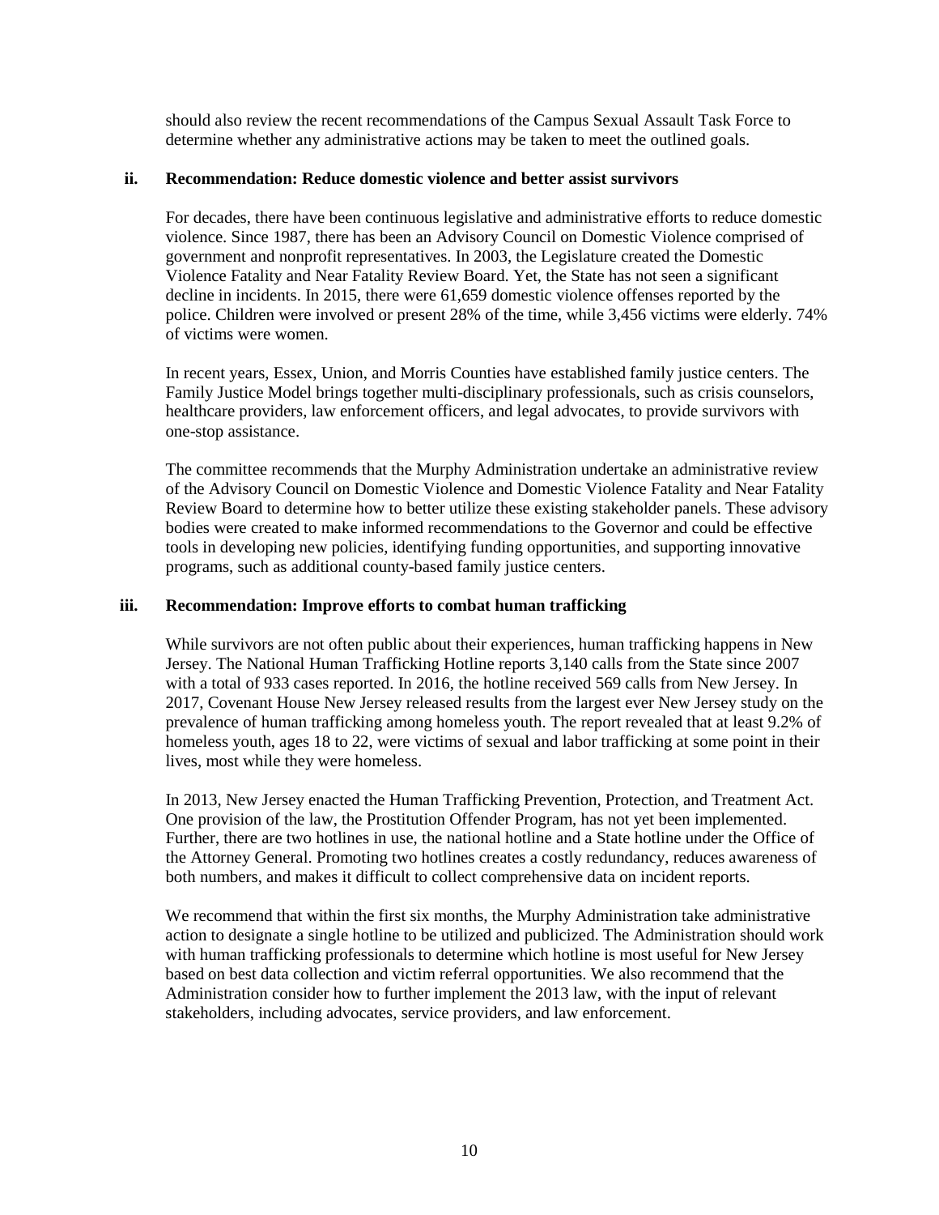should also review the recent recommendations of the Campus Sexual Assault Task Force to determine whether any administrative actions may be taken to meet the outlined goals.

### ii. Recommendation: Reduce domestic violence and better assist survivors

For decades, there have been continuous legislative and administrative efforts to reduce domestic violence. Since 1987, there has been an Advisory Council on Domestic Violence comprised of government and nonprofit representatives. In 2003, the Legislature created the Domestic Violence Fatality and Near Fatality Review Board. Yet, the State has not seen a significant decline in incidents. In 2015, there were 61,659 domestic violence offenses reported by the police. Children were involved or present 28% of the time, while 3,456 victims were elderly. 74% of victims were women.

In recent years, Essex, Union, and Morris Counties have established family justice centers. The Family Justice Model brings together multi-disciplinary professionals, such as crisis counselors, healthcare providers, law enforcement officers, and legal advocates, to provide survivors with one-stop assistance.

The committee recommends that the Murphy Administration undertake an administrative review of the Advisory Council on Domestic Violence and Domestic Violence Fatality and Near Fatality Review Board to determine how to better utilize these existing stakeholder panels. These advisory bodies were created to make informed recommendations to the Governor and could be effective tools in developing new policies, identifying funding opportunities, and supporting innovative programs, such as additional county-based family justice centers.

### iii. Recommendation: Improve efforts to combat human trafficking

While survivors are not often public about their experiences, human trafficking happens in New Jersey. The National Human Trafficking Hotline reports 3,140 calls from the State since 2007 with a total of 933 cases reported. In 2016, the hotline received 569 calls from New Jersey. In 2017, Covenant House New Jersey released results from the largest ever New Jersey study on the prevalence of human trafficking among homeless youth. The report revealed that at least 9.2% of homeless youth, ages 18 to 22, were victims of sexual and labor trafficking at some point in their lives, most while they were homeless.

In 2013, New Jersey enacted the Human Trafficking Prevention, Protection, and Treatment Act. One provision of the law, the Prostitution Offender Program, has not yet been implemented. Further, there are two hotlines in use, the national hotline and a State hotline under the Office of the Attorney General. Promoting two hotlines creates a costly redundancy, reduces awareness of both numbers, and makes it difficult to collect comprehensive data on incident reports.

We recommend that within the first six months, the Murphy Administration take administrative action to designate a single hotline to be utilized and publicized. The Administration should work with human trafficking professionals to determine which hotline is most useful for New Jersey based on best data collection and victim referral opportunities. We also recommend that the Administration consider how to further implement the 2013 law, with the input of relevant stakeholders, including advocates, service providers, and law enforcement.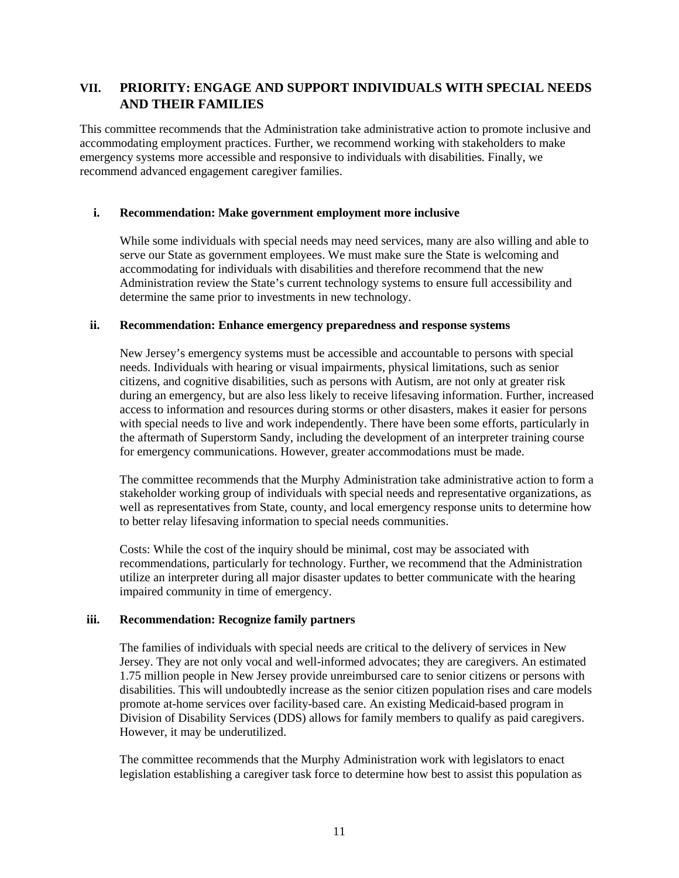## VII. PRIORITY: ENGAGE AND SUPPORT INDIVIDUALS WITH SPECIAL NEEDS AND THEIR FAMILIES

This committee recommends that the Administration take administrative action to promote inclusive and accommodating employment practices. Further, we recommend working with stakeholders to make emergency systems more accessible and responsive to individuals with disabilities. Finally, we recommend advanced engagement caregiver families.

### i. Recommendation: Make government employment more inclusive

While some individuals with special needs may need services, many are also willing and able to serve our State as government employees. We must make sure the State is welcoming and accommodating for individuals with disabilities and therefore recommend that the new Administration review the State's current technology systems to ensure full accessibility and determine the same prior to investments in new technology.

### ii. Recommendation: Enhance emergency preparedness and response systems

New Jersey's emergency systems must be accessible and accountable to persons with special needs. Individuals with hearing or visual impairments, physical limitations, such as senior citizens, and cognitive disabilities, such as persons with Autism, are not only at greater risk during an emergency, but are also less likely to receive lifesaving information. Further, increased access to information and resources during storms or other disasters, makes it easier for persons with special needs to live and work independently. There have been some efforts, particularly in the aftermath of Superstorm Sandy, including the development of an interpreter training course for emergency communications. However, greater accommodations must be made.

The committee recommends that the Murphy Administration take administrative action to form a stakeholder working group of individuals with special needs and representative organizations, as well as representatives from State, county, and local emergency response units to determine how to better relay lifesaving information to special needs communities.

Costs: While the cost of the inquiry should be minimal, cost may be associated with recommendations, particularly for technology. Further, we recommend that the Administration utilize an interpreter during all major disaster updates to better communicate with the hearing impaired community in time of emergency.

### iii. Recommendation: Recognize family partners

The families of individuals with special needs are critical to the delivery of services in New Jersey. They are not only vocal and well-informed advocates; they are caregivers. An estimated 1.75 million people in New Jersey provide unreimbursed care to senior citizens or persons with disabilities. This will undoubtedly increase as the senior citizen population rises and care models promote at-home services over facility-based care. An existing Medicaid-based program in Division of Disability Services (DDS) allows for family members to qualify as paid caregivers. However, it may be underutilized.

The committee recommends that the Murphy Administration work with legislators to enact legislation establishing a caregiver task force to determine how best to assist this population as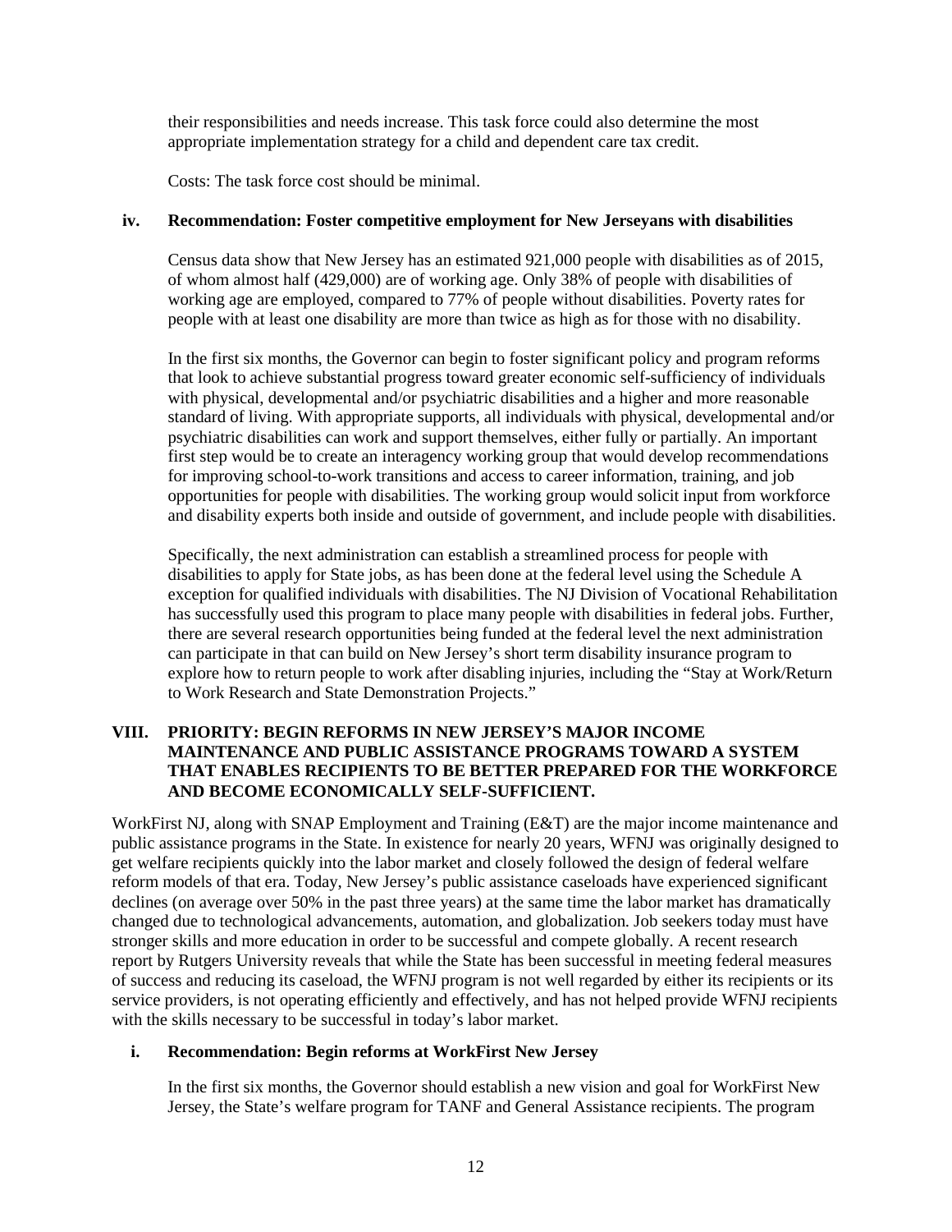their responsibilities and needs increase. This task force could also determine the most appropriate implementation strategy for a child and dependent care tax credit.

Costs: The task force cost should be minimal.

### iv. Recommendation: Foster competitive employment for New Jerseyans with disabilities

Census data show that New Jersey has an estimated 921,000 people with disabilities as of 2015, of whom almost half (429,000) are of working age. Only 38% of people with disabilities of working age are employed, compared to 77% of people without disabilities. Poverty rates for people with at least one disability are more than twice as high as for those with no disability.

In the first six months, the Governor can begin to foster significant policy and program reforms that look to achieve substantial progress toward greater economic self-sufficiency of individuals with physical, developmental and/or psychiatric disabilities and a higher and more reasonable standard of living. With appropriate supports, all individuals with physical, developmental and/or psychiatric disabilities can work and support themselves, either fully or partially. An important first step would be to create an interagency working group that would develop recommendations for improving school-to-work transitions and access to career information, training, and job opportunities for people with disabilities. The working group would solicit input from workforce and disability experts both inside and outside of government, and include people with disabilities.

Specifically, the next administration can establish a streamlined process for people with disabilities to apply for State jobs, as has been done at the federal level using the Schedule A exception for qualified individuals with disabilities. The NJ Division of Vocational Rehabilitation has successfully used this program to place many people with disabilities in federal jobs. Further, there are several research opportunities being funded at the federal level the next administration can participate in that can build on New Jersey's short term disability insurance program to explore how to return people to work after disabling injuries, including the "Stay at Work/Return to Work Research and State Demonstration Projects."

## VIII. PRIORITY: BEGIN REFORMS IN NEW JERSEY'S MAJOR INCOME MAINTENANCE AND PUBLIC ASSISTANCE PROGRAMS TOWARD A SYSTEM THAT ENABLES RECIPIENTS TO BE BETTER PREPARED FOR THE WORKFORCE AND BECOME ECONOMICALLY SELF-SUFFICIENT.

WorkFirst NJ, along with SNAP Employment and Training (E&T) are the major income maintenance and public assistance programs in the State. In existence for nearly 20 years, WFNJ was originally designed to get welfare recipients quickly into the labor market and closely followed the design of federal welfare reform models of that era. Today, New Jersey's public assistance caseloads have experienced significant declines (on average over 50% in the past three years) at the same time the labor market has dramatically changed due to technological advancements, automation, and globalization. Job seekers today must have stronger skills and more education in order to be successful and compete globally. A recent research report by Rutgers University reveals that while the State has been successful in meeting federal measures of success and reducing its caseload, the WFNJ program is not well regarded by either its recipients or its service providers, is not operating efficiently and effectively, and has not helped provide WFNJ recipients with the skills necessary to be successful in today's labor market.

### i. Recommendation: Begin reforms at WorkFirst New Jersey

In the first six months, the Governor should establish a new vision and goal for WorkFirst New Jersey, the State's welfare program for TANF and General Assistance recipients. The program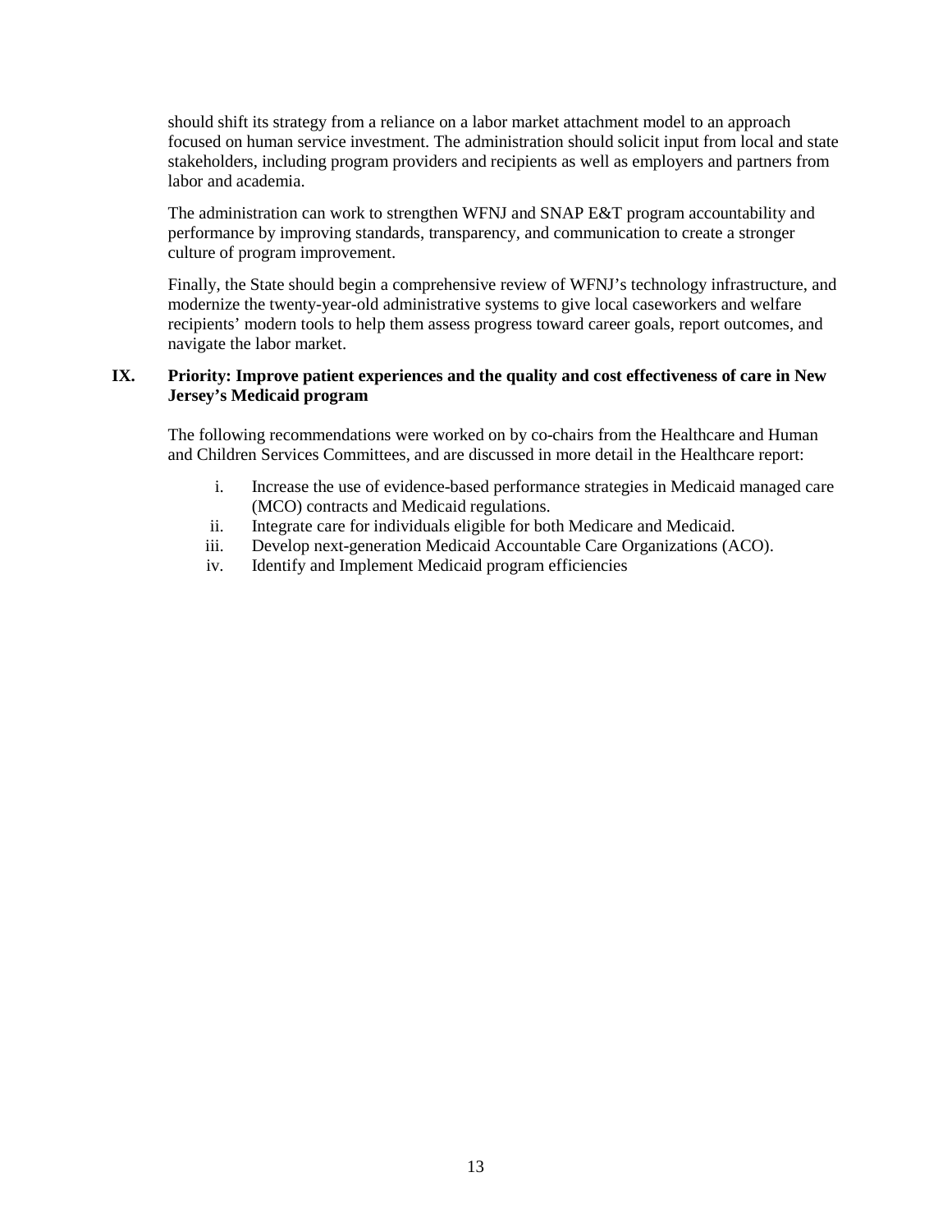should shift its strategy from a reliance on a labor market attachment model to an approach focused on human service investment. The administration should solicit input from local and state stakeholders, including program providers and recipients as well as employers and partners from labor and academia.

The administration can work to strengthen WFNJ and SNAP E&T program accountability and performance by improving standards, transparency, and communication to create a stronger culture of program improvement.

Finally, the State should begin a comprehensive review of WFNJ's technology infrastructure, and modernize the twenty-year-old administrative systems to give local caseworkers and welfare recipients' modern tools to help them assess progress toward career goals, report outcomes, and navigate the labor market.

## IX. Priority: Improve patient experiences and the quality and cost effectiveness of care in New Jersey's Medicaid program

The following recommendations were worked on by co-chairs from the Healthcare and Human and Children Services Committees, and are discussed in more detail in the Healthcare report:

i. Increase the use of evidence-based performance strategies in Medicaid managed care (MCO) contracts and Medicaid regulations.
ii. Integrate care for individuals eligible for both Medicare and Medicaid.
iii. Develop next-generation Medicaid Accountable Care Organizations (ACO).
iv. Identify and Implement Medicaid program efficiencies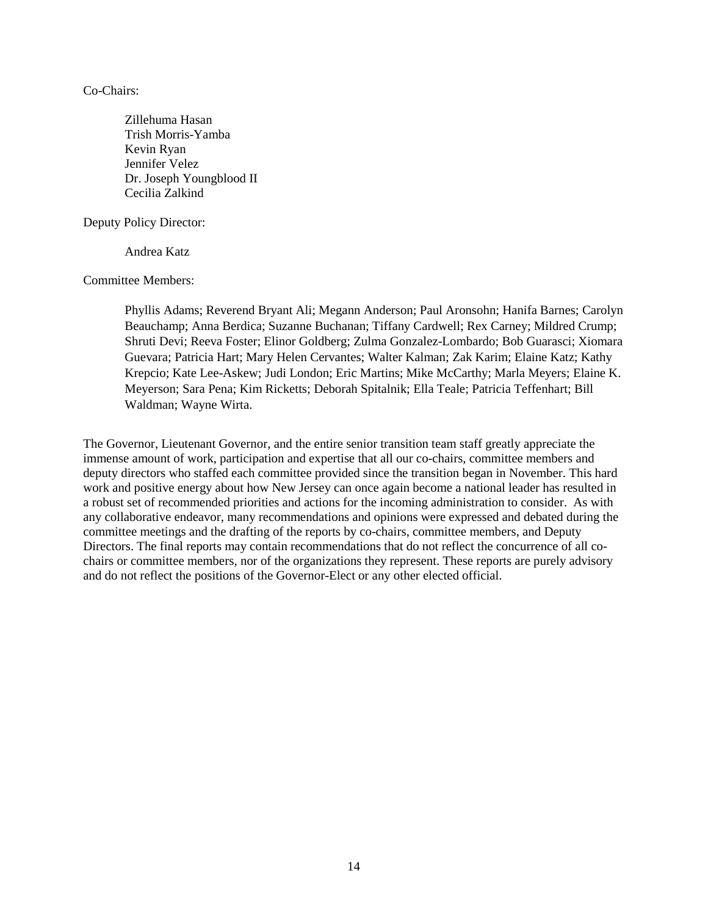Co-Chairs:

Zillehuma Hasan
Trish Morris-Yamba
Kevin Ryan
Jennifer Velez
Dr. Joseph Youngblood II
Cecilia Zalkind

Deputy Policy Director:

Andrea Katz

Committee Members:

Phyllis Adams; Reverend Bryant Ali; Megann Anderson; Paul Aronsohn; Hanifa Barnes; Carolyn Beauchamp; Anna Berdica; Suzanne Buchanan; Tiffany Cardwell; Rex Carney; Mildred Crump; Shruti Devi; Reeva Foster; Elinor Goldberg; Zulma Gonzalez-Lombardo; Bob Guarasci; Xiomara Guevara; Patricia Hart; Mary Helen Cervantes; Walter Kalman; Zak Karim; Elaine Katz; Kathy Krepcio; Kate Lee-Askew; Judi London; Eric Martins; Mike McCarthy; Marla Meyers; Elaine K. Meyerson; Sara Pena; Kim Ricketts; Deborah Spitalnik; Ella Teale; Patricia Teffenhart; Bill Waldman; Wayne Wirta.

The Governor, Lieutenant Governor, and the entire senior transition team staff greatly appreciate the immense amount of work, participation and expertise that all our co-chairs, committee members and deputy directors who staffed each committee provided since the transition began in November. This hard work and positive energy about how New Jersey can once again become a national leader has resulted in a robust set of recommended priorities and actions for the incoming administration to consider. As with any collaborative endeavor, many recommendations and opinions were expressed and debated during the committee meetings and the drafting of the reports by co-chairs, committee members, and Deputy Directors. The final reports may contain recommendations that do not reflect the concurrence of all co-chairs or committee members, nor of the organizations they represent. These reports are purely advisory and do not reflect the positions of the Governor-Elect or any other elected official.